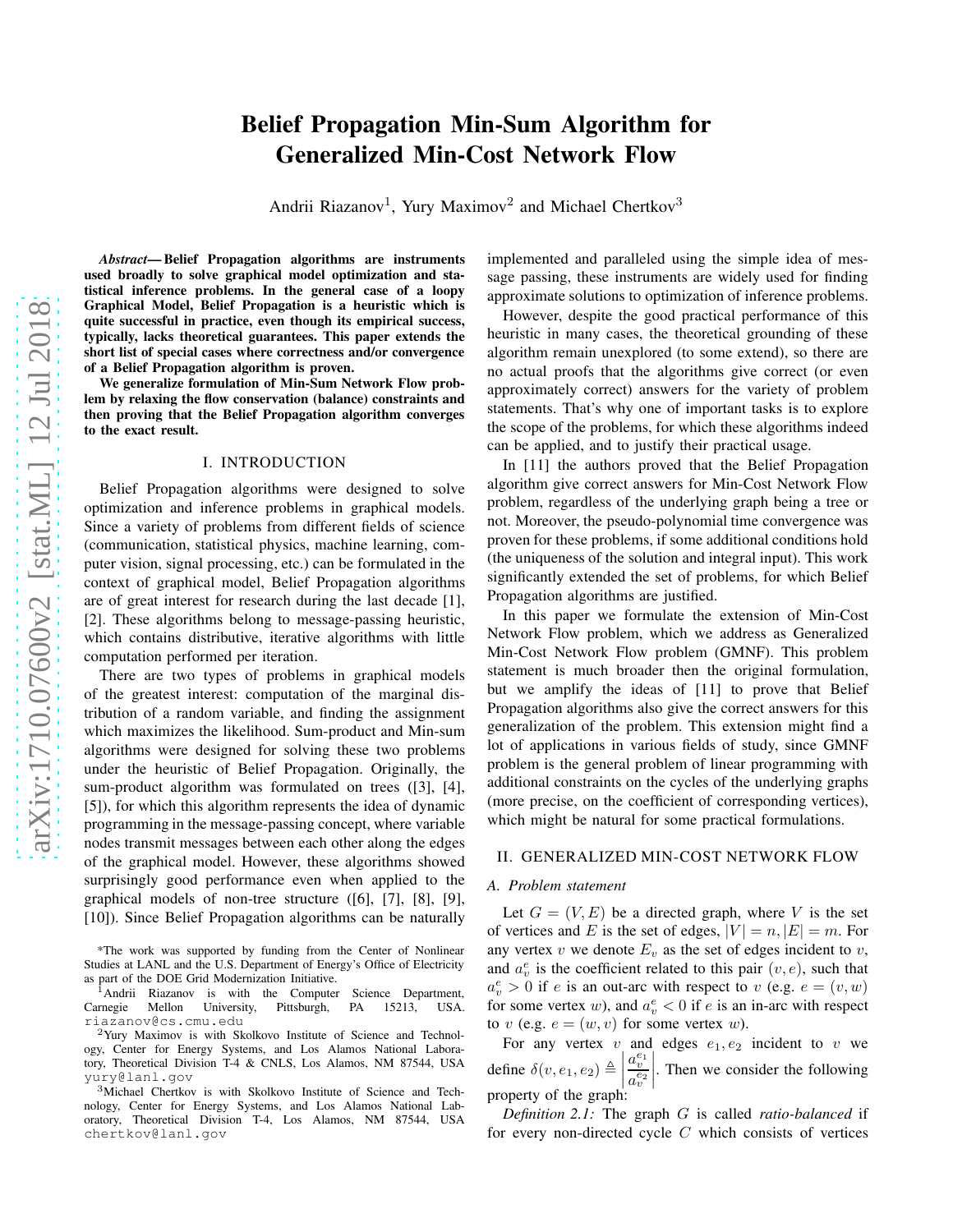# Belief Propagation Min-Sum Algorithm for Generalized Min-Cost Network Flow

Andrii Riazanov[1], Yury Maximov[2] and Michael Chertkov[3]

***Abstract*— Belief Propagation algorithms are instruments used broadly to solve graphical model optimization and statistical inference problems. In the general case of a loopy Graphical Model, Belief Propagation is a heuristic which is quite successful in practice, even though its empirical success, typically, lacks theoretical guarantees. This paper extends the short list of special cases where correctness and/or convergence of a Belief Propagation algorithm is proven.**

**We generalize formulation of Min-Sum Network Flow problem by relaxing the flow conservation (balance) constraints and then proving that the Belief Propagation algorithm converges to the exact result.**

## I. INTRODUCTION

Belief Propagation algorithms were designed to solve optimization and inference problems in graphical models. Since a variety of problems from different fields of science (communication, statistical physics, machine learning, computer vision, signal processing, etc.) can be formulated in the context of graphical model, Belief Propagation algorithms are of great interest for research during the last decade [1], [2]. These algorithms belong to message-passing heuristic, which contains distributive, iterative algorithms with little computation performed per iteration.

There are two types of problems in graphical models of the greatest interest: computation of the marginal distribution of a random variable, and finding the assignment which maximizes the likelihood. Sum-product and Min-sum algorithms were designed for solving these two problems under the heuristic of Belief Propagation. Originally, the sum-product algorithm was formulated on trees ([3], [4], [5]), for which this algorithm represents the idea of dynamic programming in the message-passing concept, where variable nodes transmit messages between each other along the edges of the graphical model. However, these algorithms showed surprisingly good performance even when applied to the graphical models of non-tree structure ([6], [7], [8], [9], [10]). Since Belief Propagation algorithms can be naturally implemented and paralleled using the simple idea of message passing, these instruments are widely used for finding approximate solutions to optimization of inference problems.

However, despite the good practical performance of this heuristic in many cases, the theoretical grounding of these algorithm remain unexplored (to some extend), so there are no actual proofs that the algorithms give correct (or even approximately correct) answers for the variety of problem statements. That's why one of important tasks is to explore the scope of the problems, for which these algorithms indeed can be applied, and to justify their practical usage.

In [11] the authors proved that the Belief Propagation algorithm give correct answers for Min-Cost Network Flow problem, regardless of the underlying graph being a tree or not. Moreover, the pseudo-polynomial time convergence was proven for these problems, if some additional conditions hold (the uniqueness of the solution and integral input). This work significantly extended the set of problems, for which Belief Propagation algorithms are justified.

In this paper we formulate the extension of Min-Cost Network Flow problem, which we address as Generalized Min-Cost Network Flow problem (GMNF). This problem statement is much broader then the original formulation, but we amplify the ideas of [11] to prove that Belief Propagation algorithms also give the correct answers for this generalization of the problem. This extension might find a lot of applications in various fields of study, since GMNF problem is the general problem of linear programming with additional constraints on the cycles of the underlying graphs (more precise, on the coefficient of corresponding vertices), which might be natural for some practical formulations.

## II. GENERALIZED MIN-COST NETWORK FLOW

### A. Problem statement

Let $G = (V, E)$ be a directed graph, where $V$ is the set of vertices and $E$ is the set of edges, $|V| = n, |E| = m$. For any vertex $v$ we denote $E_v$ as the set of edges incident to $v$, and $a_v^e$ is the coefficient related to this pair $(v, e)$, such that $a_v^e > 0$ if $e$ is an out-arc with respect to $v$ (e.g. $e = (v, w)$ for some vertex $w$), and $a_v^e < 0$ if $e$ is an in-arc with respect to $v$ (e.g. $e = (w, v)$ for some vertex $w$).

For any vertex $v$ and edges $e_1, e_2$ incident to $v$ we define $\delta(v, e_1, e_2) \triangleq \left|\frac{a_v^{e_1}}{a_v^{e_2}}\right|$. Then we consider the following property of the graph:

*Definition 2.1:* The graph $G$ is called *ratio-balanced* if for every non-directed cycle $C$ which consists of vertices

*The work was supported by funding from the Center of Nonlinear Studies at LANL and the U.S. Department of Energy's Office of Electricity as part of the DOE Grid Modernization Initiative.

[1] Andrii Riazanov is with the Computer Science Department, Carnegie Mellon University, Pittsburgh, PA 15213, USA. riazanov@cs.cmu.edu

[2] Yury Maximov is with Skolkovo Institute of Science and Technology, Center for Energy Systems, and Los Alamos National Laboratory, Theoretical Division T-4 & CNLS, Los Alamos, NM 87544, USA yury@lanl.gov

[3] Michael Chertkov is with Skolkovo Institute of Science and Technology, Center for Energy Systems, and Los Alamos National Laboratory, Theoretical Division T-4, Los Alamos, NM 87544, USA chertkov@lanl.gov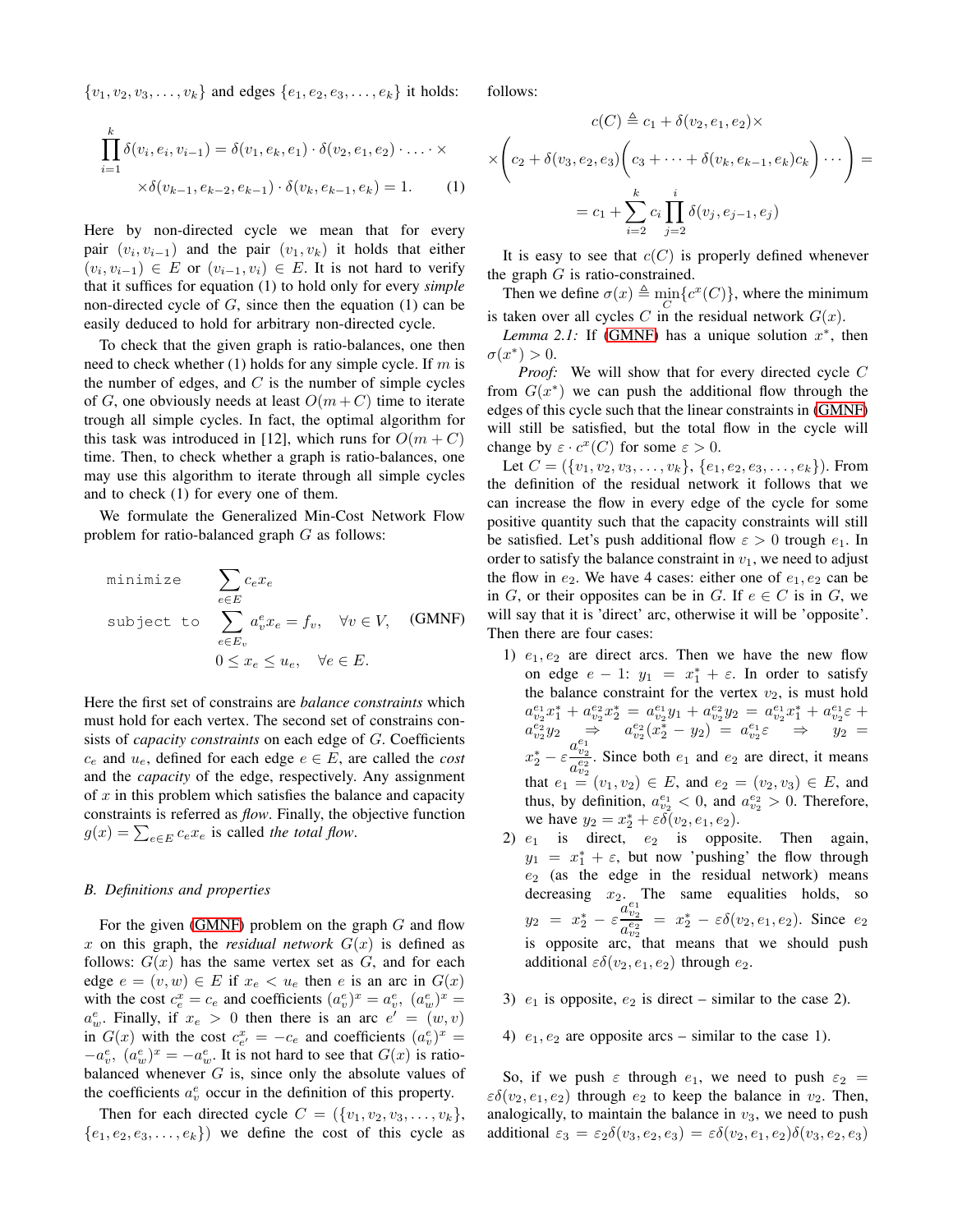$\{v_1, v_2, v_3, \ldots, v_k\}$ and edges $\{e_1, e_2, e_3, \ldots, e_k\}$ it holds:

$$\prod_{i=1}^{k} \delta(v_i, e_i, v_{i-1}) = \delta(v_1, e_k, e_1) \cdot \delta(v_2, e_1, e_2) \cdot \ldots \cdot \times$$
$$\times \delta(v_{k-1}, e_{k-2}, e_{k-1}) \cdot \delta(v_k, e_{k-1}, e_k) = 1. \qquad (1)$$

Here by non-directed cycle we mean that for every pair $(v_i, v_{i-1})$ and the pair $(v_1, v_k)$ it holds that either $(v_i, v_{i-1}) \in E$ or $(v_{i-1}, v_i) \in E$. It is not hard to verify that it suffices for equation (1) to hold only for every *simple* non-directed cycle of $G$, since then the equation (1) can be easily deduced to hold for arbitrary non-directed cycle.

To check that the given graph is ratio-balances, one then need to check whether (1) holds for any simple cycle. If $m$ is the number of edges, and $C$ is the number of simple cycles of $G$, one obviously needs at least $O(m + C)$ time to iterate trough all simple cycles. In fact, the optimal algorithm for this task was introduced in [12], which runs for $O(m + C)$ time. Then, to check whether a graph is ratio-balances, one may use this algorithm to iterate through all simple cycles and to check (1) for every one of them.

We formulate the Generalized Min-Cost Network Flow problem for ratio-balanced graph $G$ as follows:

$$\begin{aligned} \texttt{minimize} \quad & \sum_{e \in E} c_e x_e \\ \texttt{subject to} \quad & \sum_{e \in E_v} a_v^e x_e = f_v, \quad \forall v \in V, \qquad \text{(GMNF)} \\ & 0 \le x_e \le u_e, \quad \forall e \in E. \end{aligned}$$

Here the first set of constrains are *balance constraints* which must hold for each vertex. The second set of constrains consists of *capacity constraints* on each edge of $G$. Coefficients $c_e$ and $u_e$, defined for each edge $e \in E$, are called the *cost* and the *capacity* of the edge, respectively. Any assignment of $x$ in this problem which satisfies the balance and capacity constraints is referred as *flow*. Finally, the objective function $g(x) = \sum_{e \in E} c_e x_e$ is called *the total flow*.

### B. Definitions and properties

For the given (GMNF) problem on the graph $G$ and flow $x$ on this graph, the *residual network* $G(x)$ is defined as follows: $G(x)$ has the same vertex set as $G$, and for each edge $e = (v, w) \in E$ if $x_e < u_e$ then $e$ is an arc in $G(x)$ with the cost $c_e^x = c_e$ and coefficients $(a_v^e)^x = a_v^e$, $(a_w^e)^x = a_w^e$. Finally, if $x_e > 0$ then there is an arc $e' = (w, v)$ in $G(x)$ with the cost $c_{e'}^x = -c_e$ and coefficients $(a_v^e)^x = -a_v^e$, $(a_w^e)^x = -a_w^e$. It is not hard to see that $G(x)$ is ratio-balanced whenever $G$ is, since only the absolute values of the coefficients $a_v^e$ occur in the definition of this property.

Then for each directed cycle $C = (\{v_1, v_2, v_3, \ldots, v_k\}, \{e_1, e_2, e_3, \ldots, e_k\})$ we define the cost of this cycle as follows:

$$c(C) \triangleq c_1 + \delta(v_2, e_1, e_2) \times$$
$$\times \left( c_2 + \delta(v_3, e_2, e_3) \left( c_3 + \cdots + \delta(v_k, e_{k-1}, e_k) c_k \right) \cdots \right) =$$
$$= c_1 + \sum_{i=2}^{k} c_i \prod_{j=2}^{i} \delta(v_j, e_{j-1}, e_j)$$

It is easy to see that $c(C)$ is properly defined whenever the graph $G$ is ratio-constrained.

Then we define $\sigma(x) \triangleq \min_C \{c^x(C)\}$, where the minimum is taken over all cycles $C$ in the residual network $G(x)$.

*Lemma 2.1:* If (GMNF) has a unique solution $x^*$, then $\sigma(x^*) > 0$.

*Proof:* We will show that for every directed cycle $C$ from $G(x^*)$ we can push the additional flow through the edges of this cycle such that the linear constraints in (GMNF) will still be satisfied, but the total flow in the cycle will change by $\varepsilon \cdot c^x(C)$ for some $\varepsilon > 0$.

Let $C = (\{v_1, v_2, v_3, \ldots, v_k\}, \{e_1, e_2, e_3, \ldots, e_k\})$. From the definition of the residual network it follows that we can increase the flow in every edge of the cycle for some positive quantity such that the capacity constraints will still be satisfied. Let's push additional flow $\varepsilon > 0$ trough $e_1$. In order to satisfy the balance constraint in $v_1$, we need to adjust the flow in $e_2$. We have 4 cases: either one of $e_1, e_2$ can be in $G$, or their opposites can be in $G$. If $e \in C$ is in $G$, we will say that it is 'direct' arc, otherwise it will be 'opposite'. Then there are four cases:

1) $e_1, e_2$ are direct arcs. Then we have the new flow on edge $e - 1$: $y_1 = x_1^* + \varepsilon$. In order to satisfy the balance constraint for the vertex $v_2$, is must hold $a_{v_2}^{e_1} x_1^* + a_{v_2}^{e_2} x_2^* = a_{v_2}^{e_1} y_1 + a_{v_2}^{e_2} y_2 = a_{v_2}^{e_1} x_1^* + a_{v_2}^{e_1} \varepsilon + a_{v_2}^{e_2} y_2 \Rightarrow a_{v_2}^{e_2}(x_2^* - y_2) = a_{v_2}^{e_1} \varepsilon \Rightarrow y_2 = x_2^* - \varepsilon \dfrac{a_{v_2}^{e_1}}{a_{v_2}^{e_2}}$. Since both $e_1$ and $e_2$ are direct, it means that $e_1 = (v_1, v_2) \in E$, and $e_2 = (v_2, v_3) \in E$, and thus, by definition, $a_{v_2}^{e_1} < 0$, and $a_{v_2}^{e_2} > 0$. Therefore, we have $y_2 = x_2^* + \varepsilon \delta(v_2, e_1, e_2)$.
2) $e_1$ is direct, $e_2$ is opposite. Then again, $y_1 = x_1^* + \varepsilon$, but now 'pushing' the flow through $e_2$ (as the edge in the residual network) means decreasing $x_2$. The same equalities holds, so $y_2 = x_2^* - \varepsilon \dfrac{a_{v_2}^{e_1}}{a_{v_2}^{e_2}} = x_2^* - \varepsilon \delta(v_2, e_1, e_2)$. Since $e_2$ is opposite arc, that means that we should push additional $\varepsilon \delta(v_2, e_1, e_2)$ through $e_2$.
3) $e_1$ is opposite, $e_2$ is direct – similar to the case 2).
4) $e_1, e_2$ are opposite arcs – similar to the case 1).

So, if we push $\varepsilon$ through $e_1$, we need to push $\varepsilon_2 = \varepsilon \delta(v_2, e_1, e_2)$ through $e_2$ to keep the balance in $v_2$. Then, analogically, to maintain the balance in $v_3$, we need to push additional $\varepsilon_3 = \varepsilon_2 \delta(v_3, e_2, e_3) = \varepsilon \delta(v_2, e_1, e_2) \delta(v_3, e_2, e_3)$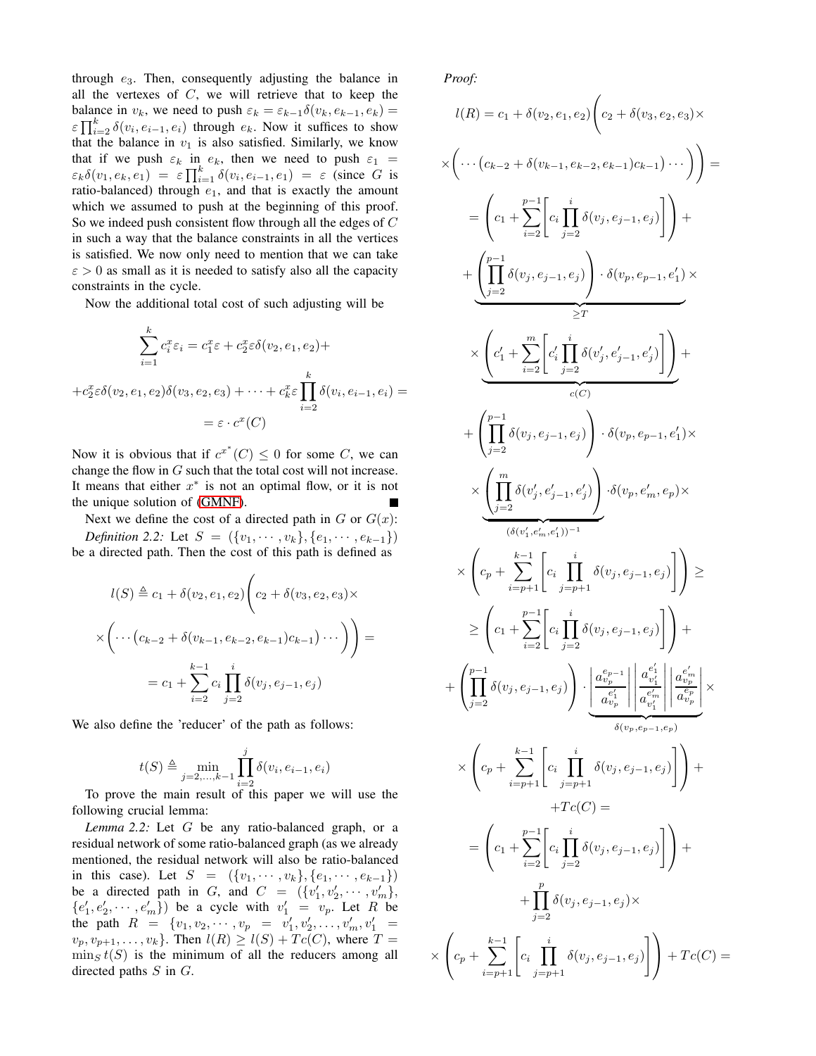through $e_3$. Then, consequently adjusting the balance in all the vertexes of $C$, we will retrieve that to keep the balance in $v_k$, we need to push $\varepsilon_k = \varepsilon_{k-1}\delta(v_k, e_{k-1}, e_k) = \varepsilon \prod_{i=2}^{k} \delta(v_i, e_{i-1}, e_i)$ through $e_k$. Now it suffices to show that the balance in $v_1$ is also satisfied. Similarly, we know that if we push $\varepsilon_k$ in $e_k$, then we need to push $\varepsilon_1 = \varepsilon_k \delta(v_1, e_k, e_1) = \varepsilon \prod_{i=1}^{k} \delta(v_i, e_{i-1}, e_1) = \varepsilon$ (since $G$ is ratio-balanced) through $e_1$, and that is exactly the amount which we assumed to push at the beginning of this proof. So we indeed push consistent flow through all the edges of $C$ in such a way that the balance constraints in all the vertices is satisfied. We now only need to mention that we can take $\varepsilon > 0$ as small as it is needed to satisfy also all the capacity constraints in the cycle.

Now the additional total cost of such adjusting will be

$$\sum_{i=1}^{k} c_i^x \varepsilon_i = c_1^x \varepsilon + c_2^x \varepsilon \delta(v_2, e_1, e_2) +$$
$$+ c_2^x \varepsilon \delta(v_2, e_1, e_2)\delta(v_3, e_2, e_3) + \cdots + c_k^x \varepsilon \prod_{i=2}^{k} \delta(v_i, e_{i-1}, e_i) =$$
$$= \varepsilon \cdot c^x(C)$$

Now it is obvious that if $c^{x^*}(C) \leq 0$ for some $C$, we can change the flow in $G$ such that the total cost will not increase. It means that either $x^*$ is not an optimal flow, or it is not the unique solution of (GMNF). ∎

Next we define the cost of a directed path in $G$ or $G(x)$:

*Definition 2.2:* Let $S = (\{v_1, \cdots, v_k\}, \{e_1, \cdots, e_{k-1}\})$ be a directed path. Then the cost of this path is defined as

$$l(S) \triangleq c_1 + \delta(v_2, e_1, e_2)\Bigg(c_2 + \delta(v_3, e_2, e_3)\times$$
$$\times\Bigg(\cdots\big(c_{k-2} + \delta(v_{k-1}, e_{k-2}, e_{k-1})c_{k-1}\big)\cdots\Bigg)\Bigg) =$$
$$= c_1 + \sum_{i=2}^{k-1} c_i \prod_{j=2}^{i} \delta(v_j, e_{j-1}, e_j)$$

We also define the 'reducer' of the path as follows:

$$t(S) \triangleq \min_{j=2,\ldots,k-1} \prod_{i=2}^{j} \delta(v_i, e_{i-1}, e_i)$$

To prove the main result of this paper we will use the following crucial lemma:

*Lemma 2.2:* Let $G$ be any ratio-balanced graph, or a residual network of some ratio-balanced graph (as we already mentioned, the residual network will also be ratio-balanced in this case). Let $S = (\{v_1, \cdots, v_k\}, \{e_1, \cdots, e_{k-1}\})$ be a directed path in $G$, and $C = (\{v'_1, v'_2, \cdots, v'_m\}, \{e'_1, e'_2, \cdots, e'_m\})$ be a cycle with $v'_1 = v_p$. Let $R$ be the path $R = \{v_1, v_2, \cdots, v_p = v'_1, v'_2, \ldots, v'_m, v'_1 = v_p, v_{p+1}, \ldots, v_k\}$. Then $l(R) \geq l(S) + Tc(C)$, where $T = \min_S t(S)$ is the minimum of all the reducers among all directed paths $S$ in $G$.

*Proof:*

$$l(R) = c_1 + \delta(v_2, e_1, e_2)\Bigg(c_2 + \delta(v_3, e_2, e_3)\times$$
$$\times\Bigg(\cdots\big(c_{k-2} + \delta(v_{k-1}, e_{k-2}, e_{k-1})c_{k-1}\big)\cdots\Bigg)\Bigg) =$$
$$= \left(c_1 + \sum_{i=2}^{p-1}\left[c_i \prod_{j=2}^{i} \delta(v_j, e_{j-1}, e_j)\right]\right) +$$
$$+ \underbrace{\left(\prod_{j=2}^{p-1} \delta(v_j, e_{j-1}, e_j)\right) \cdot \delta(v_p, e_{p-1}, e'_1)}_{\geq T} \times$$
$$\times \underbrace{\left(c'_1 + \sum_{i=2}^{m}\left[c'_i \prod_{j=2}^{i} \delta(v'_j, e'_{j-1}, e'_j)\right]\right)}_{c(C)} +$$
$$+ \left(\prod_{j=2}^{p-1} \delta(v_j, e_{j-1}, e_j)\right) \cdot \delta(v_p, e_{p-1}, e'_1)\times$$
$$\times \underbrace{\left(\prod_{j=2}^{m} \delta(v'_j, e'_{j-1}, e'_j)\right)}_{(\delta(v'_1, e'_m, e'_1))^{-1}} \cdot \delta(v_p, e'_m, e_p)\times$$
$$\times \left(c_p + \sum_{i=p+1}^{k-1}\left[c_i \prod_{j=p+1}^{i} \delta(v_j, e_{j-1}, e_j)\right]\right) \geq$$
$$\geq \left(c_1 + \sum_{i=2}^{p-1}\left[c_i \prod_{j=2}^{i} \delta(v_j, e_{j-1}, e_j)\right]\right) +$$
$$+ \left(\prod_{j=2}^{p-1} \delta(v_j, e_{j-1}, e_j)\right) \cdot \underbrace{\left|\frac{a_{v_p}^{e_{p-1}}}{a_{v_p}^{e'_1}}\right| \left|\frac{a_{v'_1}^{e'_1}}{a_{v'_1}^{e'_m}}\right| \left|\frac{a_{v_p}^{e'_m}}{a_{v_p}^{e_p}}\right|}_{\delta(v_p, e_{p-1}, e_p)} \times$$
$$\times \left(c_p + \sum_{i=p+1}^{k-1}\left[c_i \prod_{j=p+1}^{i} \delta(v_j, e_{j-1}, e_j)\right]\right) +$$
$$+ Tc(C) =$$
$$= \left(c_1 + \sum_{i=2}^{p-1}\left[c_i \prod_{j=2}^{i} \delta(v_j, e_{j-1}, e_j)\right]\right) +$$
$$+ \prod_{j=2}^{p} \delta(v_j, e_{j-1}, e_j)\times$$
$$\times \left(c_p + \sum_{i=p+1}^{k-1}\left[c_i \prod_{j=p+1}^{i} \delta(v_j, e_{j-1}, e_j)\right]\right) + Tc(C) =$$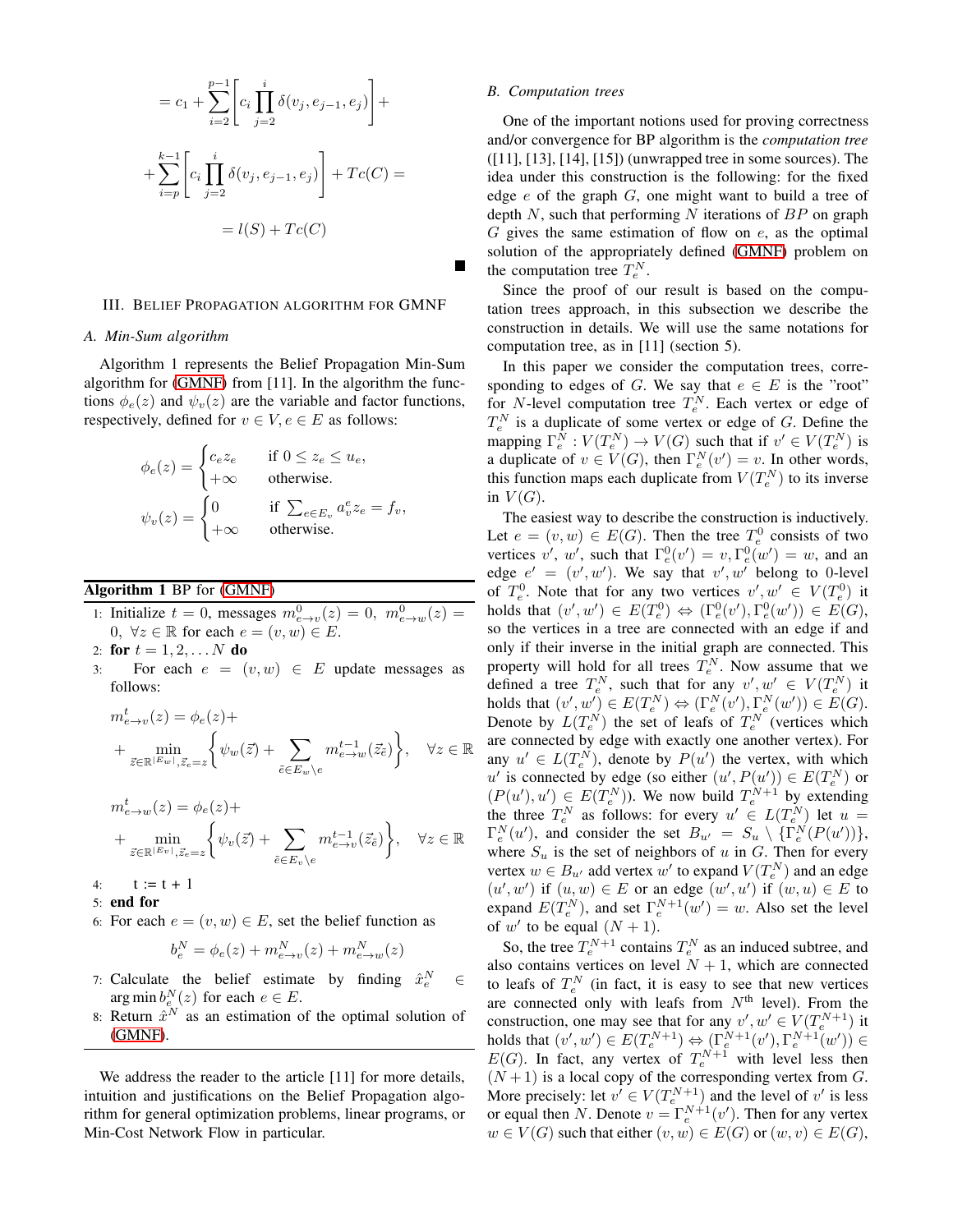$$= c_1 + \sum_{i=2}^{p-1} \left[ c_i \prod_{j=2}^{i} \delta(v_j, e_{j-1}, e_j) \right] +$$

$$+ \sum_{i=p}^{k-1} \left[ c_i \prod_{j=2}^{i} \delta(v_j, e_{j-1}, e_j) \right] + Tc(C) =$$

$$= l(S) + Tc(C)$$

■

## III. Belief Propagation algorithm for GMNF

### A. Min-Sum algorithm

Algorithm 1 represents the Belief Propagation Min-Sum algorithm for (GMNF) from [11]. In the algorithm the functions $\phi_e(z)$ and $\psi_v(z)$ are the variable and factor functions, respectively, defined for $v \in V, e \in E$ as follows:

$$\phi_e(z) = \begin{cases} c_e z_e & \text{if } 0 \le z_e \le u_e, \\ +\infty & \text{otherwise.} \end{cases}$$

$$\psi_v(z) = \begin{cases} 0 & \text{if } \sum_{e \in E_v} a_v^e z_e = f_v, \\ +\infty & \text{otherwise.} \end{cases}$$

**Algorithm 1** BP for (GMNF)

1: Initialize $t = 0$, messages $m^0_{e \to v}(z) = 0$, $m^0_{e \to w}(z) = 0$, $\forall z \in \mathbb{R}$ for each $e = (v, w) \in E$.
2: **for** $t = 1, 2, \ldots N$ **do**
3: For each $e = (v, w) \in E$ update messages as follows:

$$m^t_{e \to v}(z) = \phi_e(z) +$$
$$+ \min_{\vec{z} \in \mathbb{R}^{|E_w|}, \vec{z}_e = z} \left\{ \psi_w(\vec{z}) + \sum_{\tilde{e} \in E_w \setminus e} m^{t-1}_{\tilde{e} \to w}(\vec{z}_{\tilde{e}}) \right\}, \quad \forall z \in \mathbb{R}$$

$$m^t_{e \to w}(z) = \phi_e(z) +$$
$$+ \min_{\vec{z} \in \mathbb{R}^{|E_v|}, \vec{z}_e = z} \left\{ \psi_v(\vec{z}) + \sum_{\tilde{e} \in E_v \setminus e} m^{t-1}_{\tilde{e} \to v}(\vec{z}_{\tilde{e}}) \right\}, \quad \forall z \in \mathbb{R}$$

4: t := t + 1
5: **end for**
6: For each $e = (v, w) \in E$, set the belief function as

$$b^N_e = \phi_e(z) + m^N_{e \to v}(z) + m^N_{e \to w}(z)$$

7: Calculate the belief estimate by finding $\hat{x}^N_e \in \arg\min b^N_e(z)$ for each $e \in E$.
8: Return $\hat{x}^N$ as an estimation of the optimal solution of (GMNF).

We address the reader to the article [11] for more details, intuition and justifications on the Belief Propagation algorithm for general optimization problems, linear programs, or Min-Cost Network Flow in particular.

### B. Computation trees

One of the important notions used for proving correctness and/or convergence for BP algorithm is the *computation tree* ([11], [13], [14], [15]) (unwrapped tree in some sources). The idea under this construction is the following: for the fixed edge $e$ of the graph $G$, one might want to build a tree of depth $N$, such that performing $N$ iterations of $BP$ on graph $G$ gives the same estimation of flow on $e$, as the optimal solution of the appropriately defined (GMNF) problem on the computation tree $T^N_e$.

Since the proof of our result is based on the computation trees approach, in this subsection we describe the construction in details. We will use the same notations for computation tree, as in [11] (section 5).

In this paper we consider the computation trees, corresponding to edges of $G$. We say that $e \in E$ is the "root" for $N$-level computation tree $T^N_e$. Each vertex or edge of $T^N_e$ is a duplicate of some vertex or edge of $G$. Define the mapping $\Gamma^N_e : V(T^N_e) \to V(G)$ such that if $v' \in V(T^N_e)$ is a duplicate of $v \in V(G)$, then $\Gamma^N_e(v') = v$. In other words, this function maps each duplicate from $V(T^N_e)$ to its inverse in $V(G)$.

The easiest way to describe the construction is inductively. Let $e = (v, w) \in E(G)$. Then the tree $T^0_e$ consists of two vertices $v'$, $w'$, such that $\Gamma^0_e(v') = v, \Gamma^0_e(w') = w$, and an edge $e' = (v', w')$. We say that $v', w'$ belong to 0-level of $T^0_e$. Note that for any two vertices $v', w' \in V(T^0_e)$ it holds that $(v', w') \in E(T^0_e) \Leftrightarrow (\Gamma^0_e(v'), \Gamma^0_e(w')) \in E(G)$, so the vertices in a tree are connected with an edge if and only if their inverse in the initial graph are connected. This property will hold for all trees $T^N_e$. Now assume that we defined a tree $T^N_e$, such that for any $v', w' \in V(T^N_e)$ it holds that $(v', w') \in E(T^N_e) \Leftrightarrow (\Gamma^N_e(v'), \Gamma^N_e(w')) \in E(G)$. Denote by $L(T^N_e)$ the set of leafs of $T^N_e$ (vertices which are connected by edge with exactly one another vertex). For any $u' \in L(T^N_e)$, denote by $P(u')$ the vertex, with which $u'$ is connected by edge (so either $(u', P(u')) \in E(T^N_e)$ or $(P(u'), u') \in E(T^N_e)$). We now build $T^{N+1}_e$ by extending the three $T^N_e$ as follows: for every $u' \in L(T^N_e)$ let $u = \Gamma^N_e(u')$, and consider the set $B_{u'} = S_u \setminus \{\Gamma^N_e(P(u'))\}$, where $S_u$ is the set of neighbors of $u$ in $G$. Then for every vertex $w \in B_{u'}$ add vertex $w'$ to expand $V(T^N_e)$ and an edge $(u', w')$ if $(u, w) \in E$ or an edge $(w', u')$ if $(w, u) \in E$ to expand $E(T^N_e)$, and set $\Gamma^{N+1}_e(w') = w$. Also set the level of $w'$ to be equal $(N + 1)$.

So, the tree $T^{N+1}_e$ contains $T^N_e$ as an induced subtree, and also contains vertices on level $N + 1$, which are connected to leafs of $T^N_e$ (in fact, it is easy to see that new vertices are connected only with leafs from $N^{\text{th}}$ level). From the construction, one may see that for any $v', w' \in V(T^{N+1}_e)$ it holds that $(v', w') \in E(T^{N+1}_e) \Leftrightarrow (\Gamma^{N+1}_e(v'), \Gamma^{N+1}_e(w')) \in E(G)$. In fact, any vertex of $T^{N+1}_e$ with level less then $(N+1)$ is a local copy of the corresponding vertex from $G$. More precisely: let $v' \in V(T^{N+1}_e)$ and the level of $v'$ is less or equal then $N$. Denote $v = \Gamma^{N+1}_e(v')$. Then for any vertex $w \in V(G)$ such that either $(v, w) \in E(G)$ or $(w, v) \in E(G)$,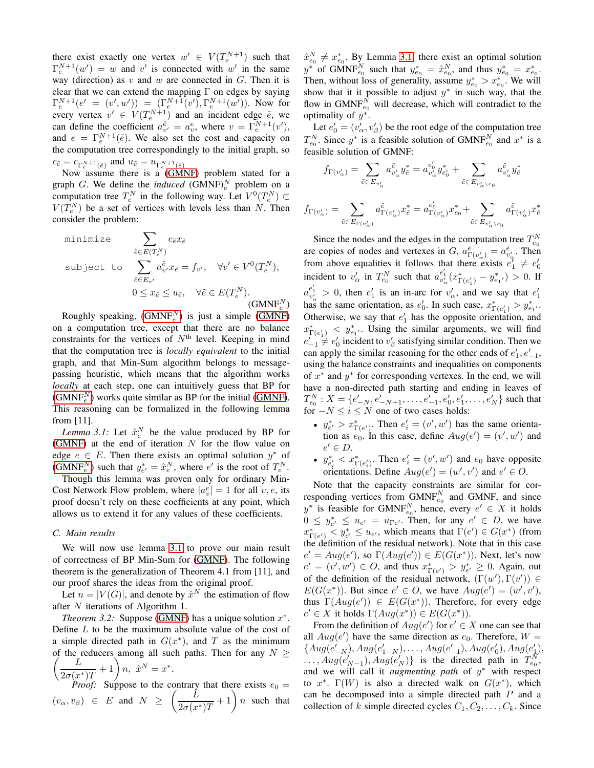there exist exactly one vertex $w' \in V(T_e^{N+1})$ such that $\Gamma_e^{N+1}(w') = w$ and $v'$ is connected with $w'$ in the same way (direction) as $v$ and $w$ are connected in $G$. Then it is clear that we can extend the mapping $\Gamma$ on edges by saying $\Gamma_e^{N+1}(e' = (v', w')) = (\Gamma_e^{N+1}(v'), \Gamma_e^{N+1}(w'))$. Now for every vertex $v' \in V(T_e^{N+1})$ and an incident edge $\tilde{e}$, we can define the coefficient $a_{v'}^{\tilde{e}} = a_v^e$, where $v = \Gamma_e^{N+1}(v')$, and $e = \Gamma_e^{N+1}(\tilde{e})$. We also set the cost and capacity on the computation tree correspondingly to the initial graph, so $c_{\tilde{e}} = c_{\Gamma_e^{N+1}(\tilde{e})}$ and $u_{\tilde{e}} = u_{\Gamma_e^{N+1}(\tilde{e})}$

Now assume there is a (GMNF) problem stated for a graph $G$. We define the *induced* $(\text{GMNF})_e^N$ problem on a computation tree $T_e^N$ in the following way. Let $V^0(T_e^N) \subset V(T_e^N)$ be a set of vertices with levels less than $N$. Then consider the problem:

$$
\begin{aligned}
\texttt{minimize} \quad & \sum_{\tilde{e} \in E(T_e^N)} c_{\tilde{e}} x_{\tilde{e}} \\
\texttt{subject to} \quad & \sum_{\tilde{e} \in E_{v'}} a_{v'}^{\tilde{e}} x_{\tilde{e}} = f_{v'}, \quad \forall v' \in V^0(T_e^N), \\
& 0 \le x_{\tilde{e}} \le u_{\tilde{e}}, \quad \forall \tilde{e} \in E(T_e^N).
\end{aligned}
\tag{$\text{GMNF}_e^N$}
$$

Roughly speaking, ($\text{GMNF}_e^N$) is just a simple (GMNF) on a computation tree, except that there are no balance constraints for the vertices of $N^{\text{th}}$ level. Keeping in mind that the computation tree is *locally equivalent* to the initial graph, and that Min-Sum algorithm belongs to message-passing heuristic, which means that the algorithm works *locally* at each step, one can intuitively guess that BP for ($\text{GMNF}_e^N$) works quite similar as BP for the initial (GMNF). This reasoning can be formalized in the following lemma from [11].

*Lemma 3.1:* Let $\hat{x}_e^N$ be the value produced by BP for (GMNF) at the end of iteration $N$ for the flow value on edge $e \in E$. Then there exists an optimal solution $y^*$ of ($\text{GMNF}_e^N$) such that $y_{e'}^* = \hat{x}_e^N$, where $e'$ is the root of $T_e^N$.

Though this lemma was proven only for ordinary Min-Cost Network Flow problem, where $|a_v^e| = 1$ for all $v, e$, its proof doesn't rely on these coefficients at any point, which allows us to extend it for any values of these coefficients.

### C. Main results

We will now use lemma 3.1 to prove our main result of correctness of BP Min-Sum for (GMNF). The following theorem is the generalization of Theorem 4.1 from [11], and our proof shares the ideas from the original proof.

Let $n = |V(G)|$, and denote by $\hat{x}^N$ the estimation of flow after $N$ iterations of Algorithm 1.

*Theorem 3.2:* Suppose (GMNF) has a unique solution $x^*$. Define $L$ to be the maximum absolute value of the cost of a simple directed path in $G(x^*)$, and $T$ as the minimum of the reducers among all such paths. Then for any $N \ge \left(\frac{L}{2\sigma(x^*)T} + 1\right)n$, $\hat{x}^N = x^*$.

*Proof:* Suppose to the contrary that there exists $e_0 = (v_\alpha, v_\beta) \in E$ and $N \ge \left(\frac{L}{2\sigma(x^*)T} + 1\right)n$ such that $\hat{x}_{e_0}^N \ne x_{e_0}^*$. By Lemma 3.1, there exist an optimal solution $y^*$ of $\text{GMNF}_{e_0}^N$ such that $y_{e_0}^* = \hat{x}_{e_0}^N$, and thus $y_{e_0}^* = x_{e_0}^*$. Then, without loss of generality, assume $y_{e_0}^* > x_{e_0}^*$. We will show that it it possible to adjust $y^*$ in such way, that the flow in $\text{GMNF}_{e_0}^N$ will decrease, which will contradict to the optimality of $y^*$.

Let $e_0' = (v_\alpha', v_\beta')$ be the root edge of the computation tree $T_{e_0}^N$. Since $y^*$ is a feasible solution of $\text{GMNF}_{e_0}^N$ and $x^*$ is a feasible solution of GMNF:

$$
f_{\Gamma(v_\alpha')} = \sum_{\tilde{e} \in E_{v_\alpha'}} a_{v_\alpha'}^{\tilde{e}} y_{\tilde{e}}^* = a_{v_\alpha'}^{e_0'} y_{e_0'}^* + \sum_{\tilde{e} \in E_{v_\alpha'} \setminus e_0} a_{v_\alpha'}^{\tilde{e}} y_{\tilde{e}}^*
$$

$$
f_{\Gamma(v_\alpha')} = \sum_{\tilde{e} \in E_{\Gamma(v_\alpha')}} a_{\Gamma(v_\alpha')}^{\tilde{e}} x_{\tilde{e}}^* = a_{\Gamma(v_\alpha')}^{e_0'} x_{e_0}^* + \sum_{\tilde{e} \in E_{v_\alpha'} \setminus e_0} a_{\Gamma(v_\alpha')}^{\tilde{e}} x_{\tilde{e}}^*
$$

Since the nodes and the edges in the computation tree $T_{e_0}^N$ are copies of nodes and vertexes in $G$, $a_{\Gamma(v_\alpha)}^{\tilde{e}} = a_{v_\alpha'}^{\tilde{e}}$. Then from above equalities it follows that there exists $e_1' \ne e_0'$ incident to $v_\alpha'$ in $T_{e_0}^N$ such that $a_{v_\alpha'}^{e_1'}(x_{\Gamma(e_1')}^* - y_{e_1'}^*) > 0$. If $a_{v_\alpha'}^{e_1'} > 0$, then $e_1'$ is an in-arc for $v_\alpha'$, and we say that $e_1'$ has the same orientation, as $e_0'$. In such case, $x_{\Gamma(e_1')}^* > y_{e_1'}^*$. Otherwise, we say that $e_1'$ has the opposite orientation, and $x_{\Gamma(e_1')}^* < y_{e_1'}^*$. Using the similar arguments, we will find $e_{-1}' \ne e_0'$ incident to $v_\beta'$ satisfying similar condition. Then we can apply the similar reasoning for the other ends of $e_1', e_{-1}'$, using the balance constraints and inequalities on components of $x^*$ and $y^*$ for corresponding vertexes. In the end, we will have a non-directed path starting and ending in leaves of $T_{e_0}^N : X = \{e_{-N}', e_{-N+1}', \ldots, e_{-1}', e_0', e_1', \ldots, e_N'\}$ such that for $-N \le i \le N$ one of two cases holds:

- $y_{e'}^* > x_{\Gamma(e')}^*$. Then $e_i' = (v', w')$ has the same orientation as $e_0$. In this case, define $Aug(e') = (v', w')$ and $e' \in D$.
- $y_{e_i'}^* < x_{\Gamma(e_i')}^*$. Then $e_i' = (v', w')$ and $e_0$ have opposite orientations. Define $Aug(e') = (w', v')$ and $e' \in O$.

Note that the capacity constraints are similar for corresponding vertices from $\text{GMNF}_{e_0}^N$ and GMNF, and since $y^*$ is feasible for $\text{GMNF}_{e_0}^N$, hence, every $e' \in X$ it holds $0 \le y_{e'}^* \le u_{e'} = u_{\Gamma e'}$. Then, for any $e' \in D$, we have $x_{\Gamma(e')}^* < y_{e'}^* \le u_{e'}$, which means that $\Gamma(e') \in G(x^*)$ (from the definition of the residual network). Note that in this case $e' = Aug(e')$, so $\Gamma(Aug(e')) \in E(G(x^*))$. Next, let's now $e' = (v', w') \in O$, and thus $x_{\Gamma(e')}^* > y_{e'}^* \ge 0$. Again, out of the definition of the residual network, $(\Gamma(w'), \Gamma(v')) \in E(G(x^*))$. But since $e' \in O$, we have $Aug(e') = (w', v')$, thus $\Gamma(Aug(e')) \in E(G(x^*))$. Therefore, for every edge $e' \in X$ it holds $\Gamma(Aug(x^*)) \in E(G(x^*))$.

From the definition of $Aug(e')$ for $e' \in X$ one can see that all $Aug(e')$ have the same direction as $e_0$. Therefore, $W = \{Aug(e_{-N}'), Aug(e_{1-N}'), \ldots, Aug(e_{-1}'), Aug(e_0'), Aug(e_1'), \ldots, Aug(e_{N-1}'), Aug(e_N')\}$ is the directed path in $T_{e_0}^N$, and we will call it *augmenting path* of $y^*$ with respect to $x^*$. $\Gamma(W)$ is also a directed walk on $G(x^*)$, which can be decomposed into a simple directed path $P$ and a collection of $k$ simple directed cycles $C_1, C_2, \ldots, C_k$. Since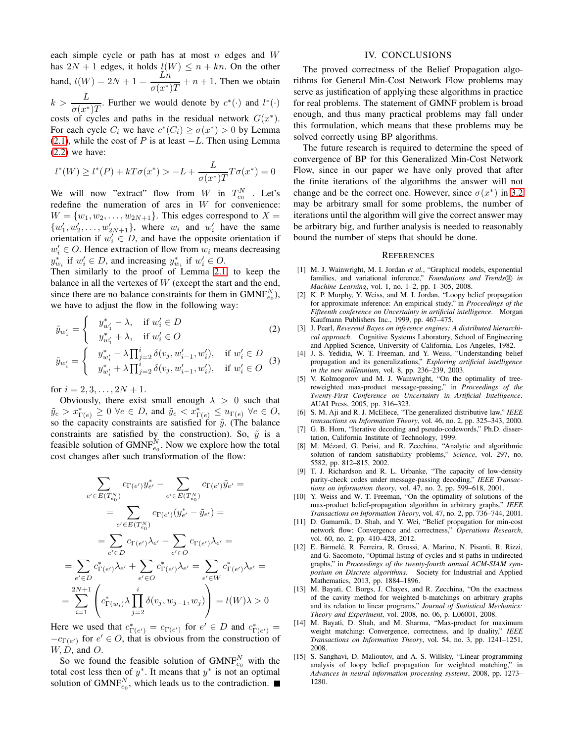each simple cycle or path has at most $n$ edges and $W$ has $2N+1$ edges, it holds $l(W) \leq n + kn$. On the other hand, $l(W) = 2N+1 = \frac{Ln}{\sigma(x^*)T} + n + 1$. Then we obtain $k > \frac{L}{\sigma(x^*)T}$. Further we would denote by $c^*(\cdot)$ and $l^*(\cdot)$ costs of cycles and paths in the residual network $G(x^*)$. For each cycle $C_i$ we have $c^*(C_i) \geq \sigma(x^*) > 0$ by Lemma (2.1), while the cost of $P$ is at least $-L$. Then using Lemma (2.2) we have:

$$l^*(W) \geq l^*(P) + kT\sigma(x^*) > -L + \frac{L}{\sigma(x^*)T}T\sigma(x^*) = 0$$

We will now "extract" flow from $W$ in $T_{e_0}^N$ . Let's redefine the numeration of arcs in $W$ for convenience: $W = \{w_1, w_2, \ldots, w_{2N+1}\}$. This edges correspond to $X = \{w'_1, w'_2, \ldots, w'_{2N+1}\}$, where $w_i$ and $w'_i$ have the same orientation if $w'_i \in D$, and have the opposite orientation if $w'_i \in O$. Hence extraction of flow from $w_i$ means decreasing $y^*_{w_i}$ if $w'_i \in D$, and increasing $y^*_{w_i}$ if $w'_i \in O$.

Then similarly to the proof of Lemma 2.1, to keep the balance in all the vertexes of $W$ (except the start and the end, since there are no balance constraints for them in $\text{GMNF}_{e_0}^N$), we have to adjust the flow in the following way:

$$\tilde{y}_{w'_1} = \begin{cases} y^*_{w'_1} - \lambda, & \text{if } w'_i \in D \\ y^*_{w'_1} + \lambda, & \text{if } w'_i \in O \end{cases} \tag{2}$$

$$\tilde{y}_{w'_i} = \begin{cases} y^*_{w'_i} - \lambda \prod_{j=2}^{i} \delta(v_j, w'_{i-1}, w'_i), & \text{if } w'_i \in D \\ y^*_{w'_i} + \lambda \prod_{j=2}^{i} \delta(v_j, w'_{i-1}, w'_i), & \text{if } w'_i \in O \end{cases} \tag{3}$$

for $i = 2, 3, \ldots, 2N+1$.

Obviously, there exist small enough $\lambda > 0$ such that $\tilde{y}_e > x^*_{\Gamma(e)} \geq 0 \ \forall e \in D$, and $\tilde{y}_e < x^*_{\Gamma(e)} \leq u_{\Gamma(e)} \ \forall e \in O$, so the capacity constraints are satisfied for $\tilde{y}$. (The balance constraints are satisfied by the construction). So, $\tilde{y}$ is a feasible solution of $\text{GMNF}_{e_0}^N$. Now we explore how the total cost changes after such transformation of the flow:

$$\begin{aligned}
&\sum_{e' \in E(T_{e_0}^N)} c_{\Gamma(e')} y^*_{e'} - \sum_{e' \in E(T_{e_0}^N)} c_{\Gamma(e')} \tilde{y}_{e'} = \\
&= \sum_{e' \in E(T_{e_0}^N)} c_{\Gamma(e')} (y^*_{e'} - \tilde{y}_{e'}) = \\
&= \sum_{e' \in D} c_{\Gamma(e')} \lambda_{e'} - \sum_{e' \in O} c_{\Gamma(e')} \lambda_{e'} = \\
&= \sum_{e' \in D} c^*_{\Gamma(e')} \lambda_{e'} + \sum_{e' \in O} c^*_{\Gamma(e')} \lambda_{e'} = \sum_{e' \in W} c^*_{\Gamma(e')} \lambda_{e'} = \\
&= \sum_{i=1}^{2N+1} \left( c^*_{\Gamma(w_i)} \lambda \prod_{j=2}^{i} \delta(v_j, w_{j-1}, w_j) \right) = l(W)\lambda > 0
\end{aligned}$$

Here we used that $c^*_{\Gamma(e')} = c_{\Gamma(e')}$ for $e' \in D$ and $c^*_{\Gamma(e')} = -c_{\Gamma(e')}$ for $e' \in O$, that is obvious from the construction of $W, D$, and $O$.

So we found the feasible solution of $\text{GMNF}_{e_0}^N$ with the total cost less then of $y^*$. It means that $y^*$ is not an optimal solution of $\text{GMNF}_{e_0}^N$, which leads us to the contradiction. ■

## IV. CONCLUSIONS

The proved correctness of the Belief Propagation algorithms for General Min-Cost Network Flow problems may serve as justification of applying these algorithms in practice for real problems. The statement of GMNF problem is broad enough, and thus many practical problems may fall under this formulation, which means that these problems may be solved correctly using BP algorithms.

The future research is required to determine the speed of convergence of BP for this Generalized Min-Cost Network Flow, since in our paper we have only proved that after the finite iterations of the algorithms the answer will not change and be the correct one. However, since $\sigma(x^*)$ in 3.2 may be arbitrary small for some problems, the number of iterations until the algorithm will give the correct answer may be arbitrary big, and further analysis is needed to reasonably bound the number of steps that should be done.

## REFERENCES

[1] M. J. Wainwright, M. I. Jordan *et al.*, "Graphical models, exponential families, and variational inference," *Foundations and Trends® in Machine Learning*, vol. 1, no. 1–2, pp. 1–305, 2008.

[2] K. P. Murphy, Y. Weiss, and M. I. Jordan, "Loopy belief propagation for approximate inference: An empirical study," in *Proceedings of the Fifteenth conference on Uncertainty in artificial intelligence*. Morgan Kaufmann Publishers Inc., 1999, pp. 467–475.

[3] J. Pearl, *Reverend Bayes on inference engines: A distributed hierarchical approach*. Cognitive Systems Laboratory, School of Engineering and Applied Science, University of California, Los Angeles, 1982.

[4] J. S. Yedidia, W. T. Freeman, and Y. Weiss, "Understanding belief propagation and its generalizations," *Exploring artificial intelligence in the new millennium*, vol. 8, pp. 236–239, 2003.

[5] V. Kolmogorov and M. J. Wainwright, "On the optimality of tree-reweighted max-product message-passing," in *Proceedings of the Twenty-First Conference on Uncertainty in Artificial Intelligence*. AUAI Press, 2005, pp. 316–323.

[6] S. M. Aji and R. J. McEliece, "The generalized distributive law," *IEEE transactions on Information Theory*, vol. 46, no. 2, pp. 325–343, 2000.

[7] G. B. Horn, "Iterative decoding and pseudo-codewords," Ph.D. dissertation, California Institute of Technology, 1999.

[8] M. Mézard, G. Parisi, and R. Zecchina, "Analytic and algorithmic solution of random satisfiability problems," *Science*, vol. 297, no. 5582, pp. 812–815, 2002.

[9] T. J. Richardson and R. L. Urbanke, "The capacity of low-density parity-check codes under message-passing decoding," *IEEE Transactions on information theory*, vol. 47, no. 2, pp. 599–618, 2001.

[10] Y. Weiss and W. T. Freeman, "On the optimality of solutions of the max-product belief-propagation algorithm in arbitrary graphs," *IEEE Transactions on Information Theory*, vol. 47, no. 2, pp. 736–744, 2001.

[11] D. Gamarnik, D. Shah, and Y. Wei, "Belief propagation for min-cost network flow: Convergence and correctness," *Operations Research*, vol. 60, no. 2, pp. 410–428, 2012.

[12] E. Birmelé, R. Ferreira, R. Grossi, A. Marino, N. Pisanti, R. Rizzi, and G. Sacomoto, "Optimal listing of cycles and st-paths in undirected graphs," in *Proceedings of the twenty-fourth annual ACM-SIAM symposium on Discrete algorithms*. Society for Industrial and Applied Mathematics, 2013, pp. 1884–1896.

[13] M. Bayati, C. Borgs, J. Chayes, and R. Zecchina, "On the exactness of the cavity method for weighted b-matchings on arbitrary graphs and its relation to linear programs," *Journal of Statistical Mechanics: Theory and Experiment*, vol. 2008, no. 06, p. L06001, 2008.

[14] M. Bayati, D. Shah, and M. Sharma, "Max-product for maximum weight matching: Convergence, correctness, and lp duality," *IEEE Transactions on Information Theory*, vol. 54, no. 3, pp. 1241–1251, 2008.

[15] S. Sanghavi, D. Malioutov, and A. S. Willsky, "Linear programming analysis of loopy belief propagation for weighted matching," in *Advances in neural information processing systems*, 2008, pp. 1273–1280.